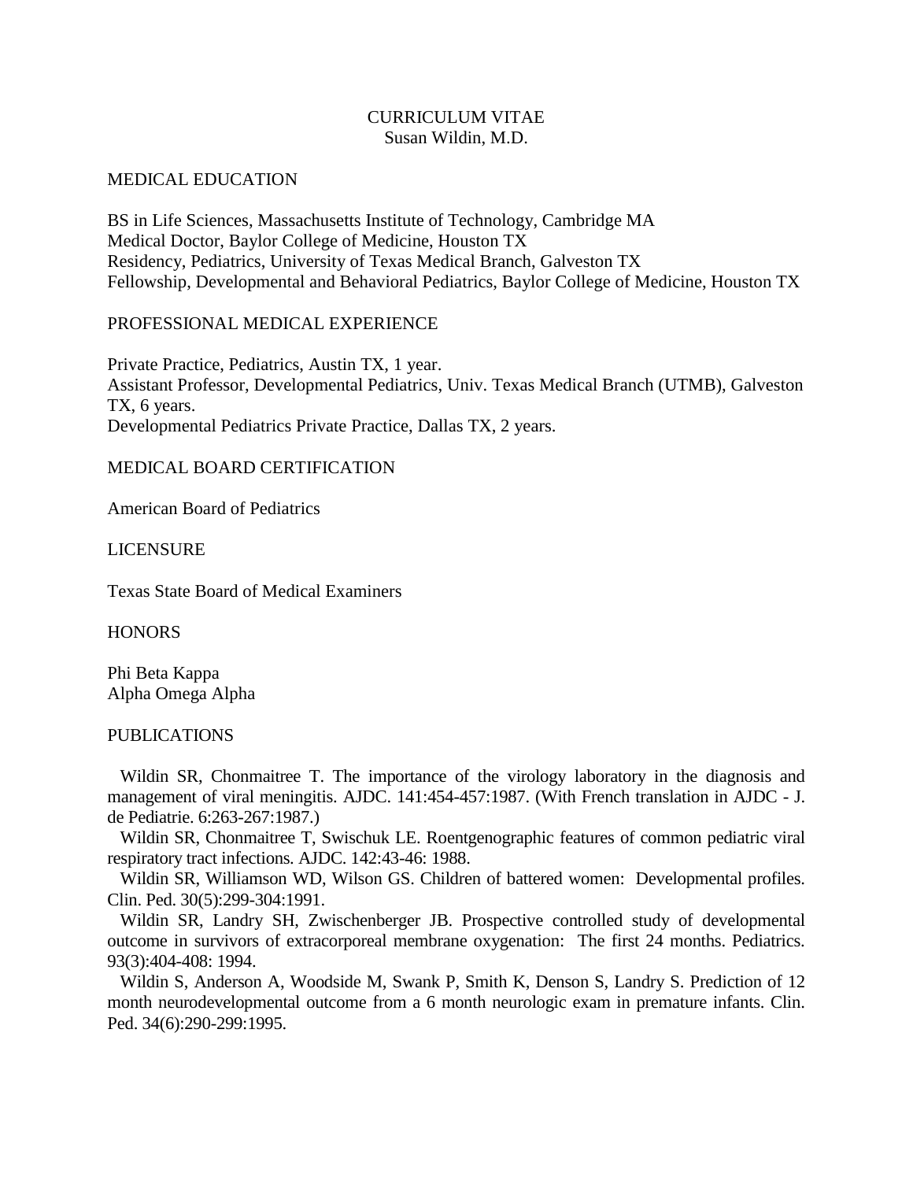# CURRICULUM VITAE
## Susan Wildin, M.D.

## MEDICAL EDUCATION

BS in Life Sciences, Massachusetts Institute of Technology, Cambridge MA
Medical Doctor, Baylor College of Medicine, Houston TX
Residency, Pediatrics, University of Texas Medical Branch, Galveston TX
Fellowship, Developmental and Behavioral Pediatrics, Baylor College of Medicine, Houston TX

## PROFESSIONAL MEDICAL EXPERIENCE

Private Practice, Pediatrics, Austin TX, 1 year.
Assistant Professor, Developmental Pediatrics, Univ. Texas Medical Branch (UTMB), Galveston TX, 6 years.
Developmental Pediatrics Private Practice, Dallas TX, 2 years.

## MEDICAL BOARD CERTIFICATION

American Board of Pediatrics

## LICENSURE

Texas State Board of Medical Examiners

## HONORS

Phi Beta Kappa
Alpha Omega Alpha

## PUBLICATIONS

Wildin SR, Chonmaitree T. The importance of the virology laboratory in the diagnosis and management of viral meningitis. AJDC. 141:454-457:1987. (With French translation in AJDC - J. de Pediatrie. 6:263-267:1987.)

Wildin SR, Chonmaitree T, Swischuk LE. Roentgenographic features of common pediatric viral respiratory tract infections. AJDC. 142:43-46: 1988.

Wildin SR, Williamson WD, Wilson GS. Children of battered women: Developmental profiles. Clin. Ped. 30(5):299-304:1991.

Wildin SR, Landry SH, Zwischenberger JB. Prospective controlled study of developmental outcome in survivors of extracorporeal membrane oxygenation: The first 24 months. Pediatrics. 93(3):404-408: 1994.

Wildin S, Anderson A, Woodside M, Swank P, Smith K, Denson S, Landry S. Prediction of 12 month neurodevelopmental outcome from a 6 month neurologic exam in premature infants. Clin. Ped. 34(6):290-299:1995.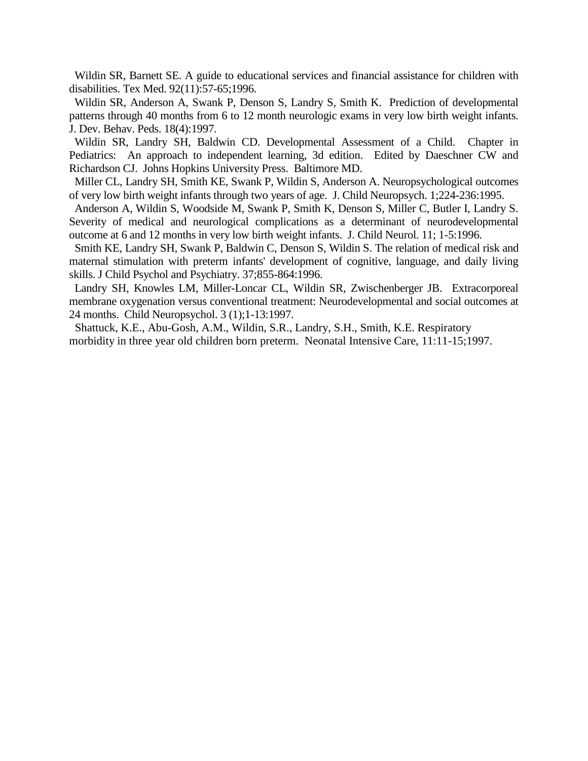Wildin SR, Barnett SE. A guide to educational services and financial assistance for children with disabilities. Tex Med. 92(11):57-65;1996.

Wildin SR, Anderson A, Swank P, Denson S, Landry S, Smith K. Prediction of developmental patterns through 40 months from 6 to 12 month neurologic exams in very low birth weight infants. J. Dev. Behav. Peds. 18(4):1997.

Wildin SR, Landry SH, Baldwin CD. Developmental Assessment of a Child. Chapter in Pediatrics: An approach to independent learning, 3d edition. Edited by Daeschner CW and Richardson CJ. Johns Hopkins University Press. Baltimore MD.

Miller CL, Landry SH, Smith KE, Swank P, Wildin S, Anderson A. Neuropsychological outcomes of very low birth weight infants through two years of age. J. Child Neuropsych. 1;224-236:1995.

Anderson A, Wildin S, Woodside M, Swank P, Smith K, Denson S, Miller C, Butler I, Landry S. Severity of medical and neurological complications as a determinant of neurodevelopmental outcome at 6 and 12 months in very low birth weight infants. J. Child Neurol. 11; 1-5:1996.

Smith KE, Landry SH, Swank P, Baldwin C, Denson S, Wildin S. The relation of medical risk and maternal stimulation with preterm infants' development of cognitive, language, and daily living skills. J Child Psychol and Psychiatry. 37;855-864:1996.

Landry SH, Knowles LM, Miller-Loncar CL, Wildin SR, Zwischenberger JB. Extracorporeal membrane oxygenation versus conventional treatment: Neurodevelopmental and social outcomes at 24 months. Child Neuropsychol. 3 (1);1-13:1997.

Shattuck, K.E., Abu-Gosh, A.M., Wildin, S.R., Landry, S.H., Smith, K.E. Respiratory morbidity in three year old children born preterm. Neonatal Intensive Care, 11:11-15;1997.